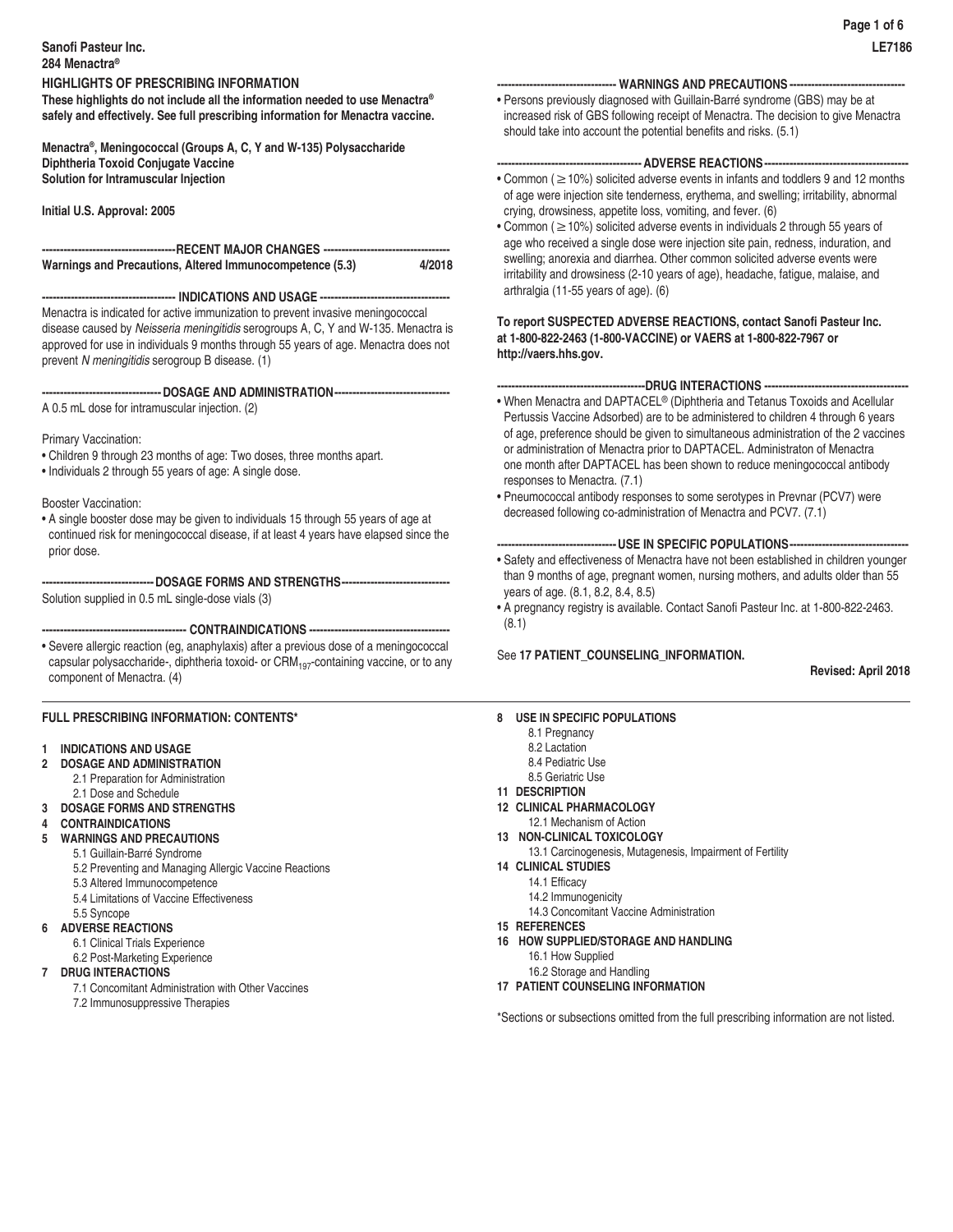Sanofi Pasteur Inc.
284 Menactra®

LE7186

## HIGHLIGHTS OF PRESCRIBING INFORMATION

**These highlights do not include all the information needed to use Menactra® safely and effectively. See full prescribing information for Menactra vaccine.**

**Menactra®, Meningococcal (Groups A, C, Y and W-135) Polysaccharide Diphtheria Toxoid Conjugate Vaccine**
**Solution for Intramuscular Injection**

**Initial U.S. Approval: 2005**

### RECENT MAJOR CHANGES

**Warnings and Precautions, Altered Immunocompetence (5.3) 4/2018**

### INDICATIONS AND USAGE

Menactra is indicated for active immunization to prevent invasive meningococcal disease caused by *Neisseria meningitidis* serogroups A, C, Y and W-135. Menactra is approved for use in individuals 9 months through 55 years of age. Menactra does not prevent *N meningitidis* serogroup B disease. (1)

### DOSAGE AND ADMINISTRATION

A 0.5 mL dose for intramuscular injection. (2)

Primary Vaccination:

- Children 9 through 23 months of age: Two doses, three months apart.
- Individuals 2 through 55 years of age: A single dose.

Booster Vaccination:

- A single booster dose may be given to individuals 15 through 55 years of age at continued risk for meningococcal disease, if at least 4 years have elapsed since the prior dose.

### DOSAGE FORMS AND STRENGTHS

Solution supplied in 0.5 mL single-dose vials (3)

### CONTRAINDICATIONS

- Severe allergic reaction (eg, anaphylaxis) after a previous dose of a meningococcal capsular polysaccharide-, diphtheria toxoid- or $CRM_{197}$-containing vaccine, or to any component of Menactra. (4)

### WARNINGS AND PRECAUTIONS

- Persons previously diagnosed with Guillain-Barré syndrome (GBS) may be at increased risk of GBS following receipt of Menactra. The decision to give Menactra should take into account the potential benefits and risks. (5.1)

### ADVERSE REACTIONS

- Common ($\geq$10%) solicited adverse events in infants and toddlers 9 and 12 months of age were injection site tenderness, erythema, and swelling; irritability, abnormal crying, drowsiness, appetite loss, vomiting, and fever. (6)
- Common ($\geq$10%) solicited adverse events in individuals 2 through 55 years of age who received a single dose were injection site pain, redness, induration, and swelling; anorexia and diarrhea. Other common solicited adverse events were irritability and drowsiness (2-10 years of age), headache, fatigue, malaise, and arthralgia (11-55 years of age). (6)

**To report SUSPECTED ADVERSE REACTIONS, contact Sanofi Pasteur Inc. at 1-800-822-2463 (1-800-VACCINE) or VAERS at 1-800-822-7967 or http://vaers.hhs.gov.**

### DRUG INTERACTIONS

- When Menactra and DAPTACEL® (Diphtheria and Tetanus Toxoids and Acellular Pertussis Vaccine Adsorbed) are to be administered to children 4 through 6 years of age, preference should be given to simultaneous administration of the 2 vaccines or administration of Menactra prior to DAPTACEL. Administraton of Menactra one month after DAPTACEL has been shown to reduce meningococcal antibody responses to Menactra. (7.1)
- Pneumococcal antibody responses to some serotypes in Prevnar (PCV7) were decreased following co-administration of Menactra and PCV7. (7.1)

### USE IN SPECIFIC POPULATIONS

- Safety and effectiveness of Menactra have not been established in children younger than 9 months of age, pregnant women, nursing mothers, and adults older than 55 years of age. (8.1, 8.2, 8.4, 8.5)
- A pregnancy registry is available. Contact Sanofi Pasteur Inc. at 1-800-822-2463. (8.1)

See **17 PATIENT_COUNSELING_INFORMATION.**

**Revised: April 2018**

## FULL PRESCRIBING INFORMATION: CONTENTS*

**1 INDICATIONS AND USAGE**
**2 DOSAGE AND ADMINISTRATION**
- 2.1 Preparation for Administration
- 2.1 Dose and Schedule

**3 DOSAGE FORMS AND STRENGTHS**
**4 CONTRAINDICATIONS**
**5 WARNINGS AND PRECAUTIONS**
- 5.1 Guillain-Barré Syndrome
- 5.2 Preventing and Managing Allergic Vaccine Reactions
- 5.3 Altered Immunocompetence
- 5.4 Limitations of Vaccine Effectiveness
- 5.5 Syncope

**6 ADVERSE REACTIONS**
- 6.1 Clinical Trials Experience
- 6.2 Post-Marketing Experience

**7 DRUG INTERACTIONS**
- 7.1 Concomitant Administration with Other Vaccines
- 7.2 Immunosuppressive Therapies

**8 USE IN SPECIFIC POPULATIONS**
- 8.1 Pregnancy
- 8.2 Lactation
- 8.4 Pediatric Use
- 8.5 Geriatric Use

**11 DESCRIPTION**
**12 CLINICAL PHARMACOLOGY**
- 12.1 Mechanism of Action

**13 NON-CLINICAL TOXICOLOGY**
- 13.1 Carcinogenesis, Mutagenesis, Impairment of Fertility

**14 CLINICAL STUDIES**
- 14.1 Efficacy
- 14.2 Immunogenicity
- 14.3 Concomitant Vaccine Administration

**15 REFERENCES**
**16 HOW SUPPLIED/STORAGE AND HANDLING**
- 16.1 How Supplied
- 16.2 Storage and Handling

**17 PATIENT COUNSELING INFORMATION**

*Sections or subsections omitted from the full prescribing information are not listed.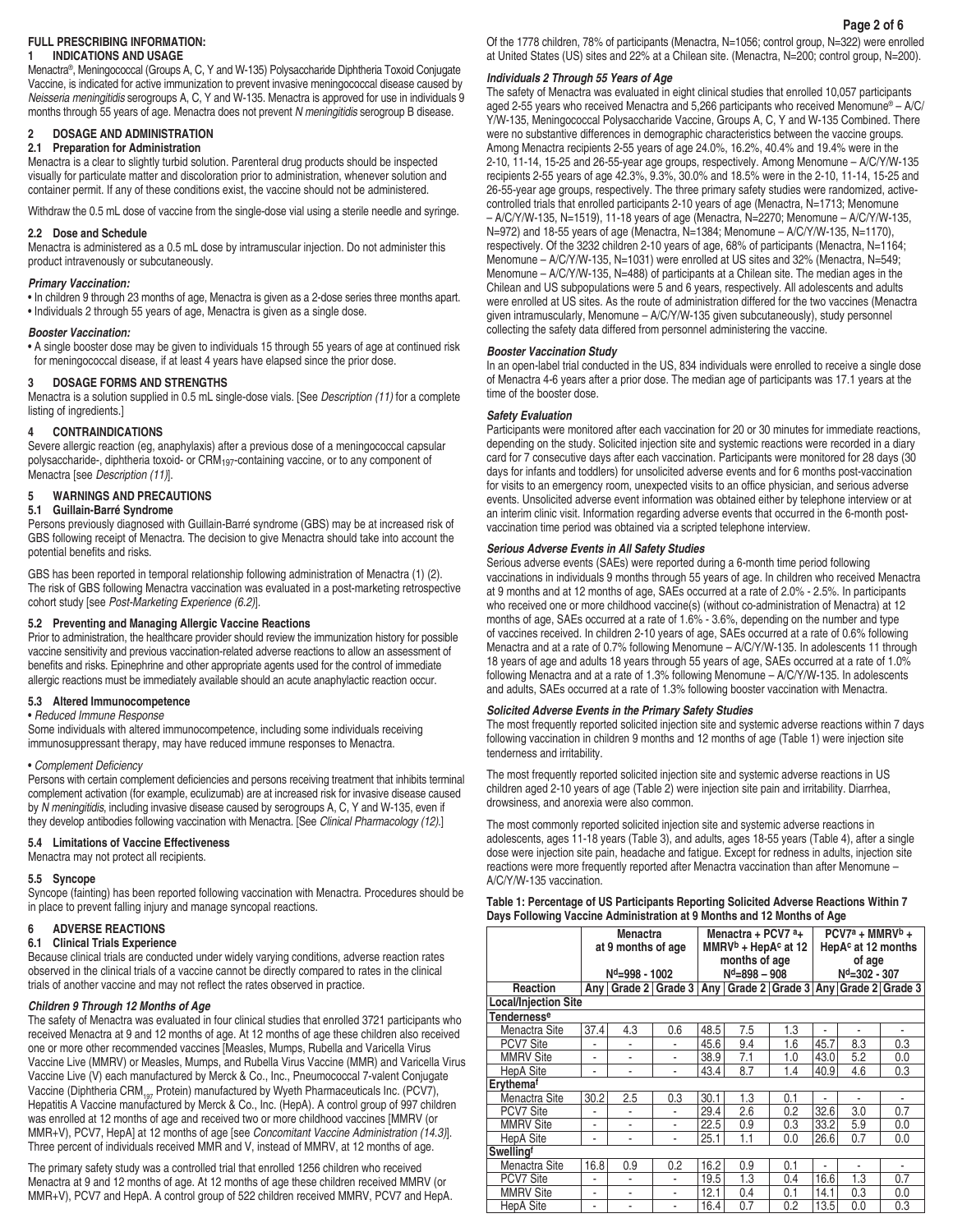## FULL PRESCRIBING INFORMATION:

### 1 INDICATIONS AND USAGE

Menactra®, Meningococcal (Groups A, C, Y and W-135) Polysaccharide Diphtheria Toxoid Conjugate Vaccine, is indicated for active immunization to prevent invasive meningococcal disease caused by *Neisseria meningitidis* serogroups A, C, Y and W-135. Menactra is approved for use in individuals 9 months through 55 years of age. Menactra does not prevent *N meningitidis* serogroup B disease.

### 2 DOSAGE AND ADMINISTRATION

#### 2.1 Preparation for Administration

Menactra is a clear to slightly turbid solution. Parenteral drug products should be inspected visually for particulate matter and discoloration prior to administration, whenever solution and container permit. If any of these conditions exist, the vaccine should not be administered.

Withdraw the 0.5 mL dose of vaccine from the single-dose vial using a sterile needle and syringe.

#### 2.2 Dose and Schedule

Menactra is administered as a 0.5 mL dose by intramuscular injection. Do not administer this product intravenously or subcutaneously.

***Primary Vaccination:***

- In children 9 through 23 months of age, Menactra is given as a 2-dose series three months apart.
- Individuals 2 through 55 years of age, Menactra is given as a single dose.

***Booster Vaccination:***

- A single booster dose may be given to individuals 15 through 55 years of age at continued risk for meningococcal disease, if at least 4 years have elapsed since the prior dose.

### 3 DOSAGE FORMS AND STRENGTHS

Menactra is a solution supplied in 0.5 mL single-dose vials. [See *Description (11)* for a complete listing of ingredients.]

### 4 CONTRAINDICATIONS

Severe allergic reaction (eg, anaphylaxis) after a previous dose of a meningococcal capsular polysaccharide-, diphtheria toxoid- or $CRM_{197}$-containing vaccine, or to any component of Menactra [see *Description (11)*].

### 5 WARNINGS AND PRECAUTIONS

#### 5.1 Guillain-Barré Syndrome

Persons previously diagnosed with Guillain-Barré syndrome (GBS) may be at increased risk of GBS following receipt of Menactra. The decision to give Menactra should take into account the potential benefits and risks.

GBS has been reported in temporal relationship following administration of Menactra (1) (2). The risk of GBS following Menactra vaccination was evaluated in a post-marketing retrospective cohort study [see *Post-Marketing Experience (6.2)*].

#### 5.2 Preventing and Managing Allergic Vaccine Reactions

Prior to administration, the healthcare provider should review the immunization history for possible vaccine sensitivity and previous vaccination-related adverse reactions to allow an assessment of benefits and risks. Epinephrine and other appropriate agents used for the control of immediate allergic reactions must be immediately available should an acute anaphylactic reaction occur.

#### 5.3 Altered Immunocompetence

- *Reduced Immune Response*

Some individuals with altered immunocompetence, including some individuals receiving immunosuppressant therapy, may have reduced immune responses to Menactra.

- *Complement Deficiency*

Persons with certain complement deficiencies and persons receiving treatment that inhibits terminal complement activation (for example, eculizumab) are at increased risk for invasive disease caused by *N meningitidis*, including invasive disease caused by serogroups A, C, Y and W-135, even if they develop antibodies following vaccination with Menactra. [See *Clinical Pharmacology (12)*.]

#### 5.4 Limitations of Vaccine Effectiveness

Menactra may not protect all recipients.

#### 5.5 Syncope

Syncope (fainting) has been reported following vaccination with Menactra. Procedures should be in place to prevent falling injury and manage syncopal reactions.

### 6 ADVERSE REACTIONS

#### 6.1 Clinical Trials Experience

Because clinical trials are conducted under widely varying conditions, adverse reaction rates observed in the clinical trials of a vaccine cannot be directly compared to rates in the clinical trials of another vaccine and may not reflect the rates observed in practice.

***Children 9 Through 12 Months of Age***

The safety of Menactra was evaluated in four clinical studies that enrolled 3721 participants who received Menactra at 9 and 12 months of age. At 12 months of age these children also received one or more other recommended vaccines [Measles, Mumps, Rubella and Varicella Virus Vaccine Live (MMRV) or Measles, Mumps, and Rubella Virus Vaccine (MMR) and Varicella Virus Vaccine Live (V) each manufactured by Merck & Co., Inc., Pneumococcal 7-valent Conjugate Vaccine (Diphtheria $CRM_{197}$ Protein) manufactured by Wyeth Pharmaceuticals Inc. (PCV7), Hepatitis A Vaccine manufactured by Merck & Co., Inc. (HepA). A control group of 997 children was enrolled at 12 months of age and received two or more childhood vaccines [MMRV (or MMR+V), PCV7, HepA] at 12 months of age [see *Concomitant Vaccine Administration (14.3)*]. Three percent of individuals received MMR and V, instead of MMRV, at 12 months of age.

The primary safety study was a controlled trial that enrolled 1256 children who received Menactra at 9 and 12 months of age. At 12 months of age these children received MMRV (or MMR+V), PCV7 and HepA. A control group of 522 children received MMRV, PCV7 and HepA. Of the 1778 children, 78% of participants (Menactra, N=1056; control group, N=322) were enrolled at United States (US) sites and 22% at a Chilean site. (Menactra, N=200; control group, N=200).

***Individuals 2 Through 55 Years of Age***

The safety of Menactra was evaluated in eight clinical studies that enrolled 10,057 participants aged 2-55 years who received Menactra and 5,266 participants who received Menomune® – A/C/Y/W-135, Meningococcal Polysaccharide Vaccine, Groups A, C, Y and W-135 Combined. There were no substantive differences in demographic characteristics between the vaccine groups. Among Menactra recipients 2-55 years of age 24.0%, 16.2%, 40.4% and 19.4% were in the 2-10, 11-14, 15-25 and 26-55-year age groups, respectively. Among Menomune – A/C/Y/W-135 recipients 2-55 years of age 42.3%, 9.3%, 30.0% and 18.5% were in the 2-10, 11-14, 15-25 and 26-55-year age groups, respectively. The three primary safety studies were randomized, active-controlled trials that enrolled participants 2-10 years of age (Menactra, N=1713; Menomune – A/C/Y/W-135, N=1519), 11-18 years of age (Menactra, N=2270; Menomune – A/C/Y/W-135, N=972) and 18-55 years of age (Menactra, N=1384; Menomune – A/C/Y/W-135, N=1170), respectively. Of the 3232 children 2-10 years of age, 68% of participants (Menactra, N=1164; Menomune – A/C/Y/W-135, N=1031) were enrolled at US sites and 32% (Menactra, N=549; Menomune – A/C/Y/W-135, N=488) of participants at a Chilean site. The median ages in the Chilean and US subpopulations were 5 and 6 years, respectively. All adolescents and adults were enrolled at US sites. As the route of administration differed for the two vaccines (Menactra given intramuscularly, Menomune – A/C/Y/W-135 given subcutaneously), study personnel collecting the safety data differed from personnel administering the vaccine.

***Booster Vaccination Study***

In an open-label trial conducted in the US, 834 individuals were enrolled to receive a single dose of Menactra 4-6 years after a prior dose. The median age of participants was 17.1 years at the time of the booster dose.

***Safety Evaluation***

Participants were monitored after each vaccination for 20 or 30 minutes for immediate reactions, depending on the study. Solicited injection site and systemic reactions were recorded in a diary card for 7 consecutive days after each vaccination. Participants were monitored for 28 days (30 days for infants and toddlers) for unsolicited adverse events and for 6 months post-vaccination for visits to an emergency room, unexpected visits to an office physician, and serious adverse events. Unsolicited adverse event information was obtained either by telephone interview or at an interim clinic visit. Information regarding adverse events that occurred in the 6-month post-vaccination time period was obtained via a scripted telephone interview.

***Serious Adverse Events in All Safety Studies***

Serious adverse events (SAEs) were reported during a 6-month time period following vaccinations in individuals 9 months through 55 years of age. In children who received Menactra at 9 months and at 12 months of age, SAEs occurred at a rate of 2.0% - 2.5%. In participants who received one or more childhood vaccine(s) (without co-administration of Menactra) at 12 months of age, SAEs occurred at a rate of 1.6% - 3.6%, depending on the number and type of vaccines received. In children 2-10 years of age, SAEs occurred at a rate of 0.6% following Menactra and at a rate of 0.7% following Menomune – A/C/Y/W-135. In adolescents 11 through 18 years of age and adults 18 years through 55 years of age, SAEs occurred at a rate of 1.0% following Menactra and at a rate of 1.3% following Menomune – A/C/Y/W-135. In adolescents and adults, SAEs occurred at a rate of 1.3% following booster vaccination with Menactra.

***Solicited Adverse Events in the Primary Safety Studies***

The most frequently reported solicited injection site and systemic adverse reactions within 7 days following vaccination in children 9 months and 12 months of age (Table 1) were injection site tenderness and irritability.

The most frequently reported solicited injection site and systemic adverse reactions in US children aged 2-10 years of age (Table 2) were injection site pain and irritability. Diarrhea, drowsiness, and anorexia were also common.

The most commonly reported solicited injection site and systemic adverse reactions in adolescents, ages 11-18 years (Table 3), and adults, ages 18-55 years (Table 4), after a single dose were injection site pain, headache and fatigue. Except for redness in adults, injection site reactions were more frequently reported after Menactra vaccination than after Menomune – A/C/Y/W-135 vaccination.

**Table 1: Percentage of US Participants Reporting Solicited Adverse Reactions Within 7 Days Following Vaccine Administration at 9 Months and 12 Months of Age**

| | Menactra at 9 months of age N[d]=998 - 1002 | | | Menactra + PCV7[a] + MMRV[b] + HepA[c] at 12 months of age N[d]=898 – 908 | | | PCV7[a] + MMRV[b] + HepA[c] at 12 months of age N[d]=302 - 307 | | |
|---|---|---|---|---|---|---|---|---|---|
| **Reaction** | **Any** | **Grade 2** | **Grade 3** | **Any** | **Grade 2** | **Grade 3** | **Any** | **Grade 2** | **Grade 3** |
| **Local/Injection Site** | | | | | | | | | |
| **Tenderness[e]** | | | | | | | | | |
| Menactra Site | 37.4 | 4.3 | 0.6 | 48.5 | 7.5 | 1.3 | - | - | - |
| PCV7 Site | - | - | - | 45.6 | 9.4 | 1.6 | 45.7 | 8.3 | 0.3 |
| MMRV Site | - | - | - | 38.9 | 7.1 | 1.0 | 43.0 | 5.2 | 0.0 |
| HepA Site | - | - | - | 43.4 | 8.7 | 1.4 | 40.9 | 4.6 | 0.3 |
| **Erythema[f]** | | | | | | | | | |
| Menactra Site | 30.2 | 2.5 | 0.3 | 30.1 | 1.3 | 0.1 | - | - | - |
| PCV7 Site | - | - | - | 29.4 | 2.6 | 0.2 | 32.6 | 3.0 | 0.7 |
| MMRV Site | - | - | - | 22.5 | 0.9 | 0.3 | 33.2 | 5.9 | 0.0 |
| HepA Site | - | - | - | 25.1 | 1.1 | 0.0 | 26.6 | 0.7 | 0.0 |
| **Swelling[f]** | | | | | | | | | |
| Menactra Site | 16.8 | 0.9 | 0.2 | 16.2 | 0.9 | 0.1 | - | - | - |
| PCV7 Site | - | - | - | 19.5 | 1.3 | 0.4 | 16.6 | 1.3 | 0.7 |
| MMRV Site | - | - | - | 12.1 | 0.4 | 0.1 | 14.1 | 0.3 | 0.0 |
| HepA Site | - | - | - | 16.4 | 0.7 | 0.2 | 13.5 | 0.0 | 0.3 |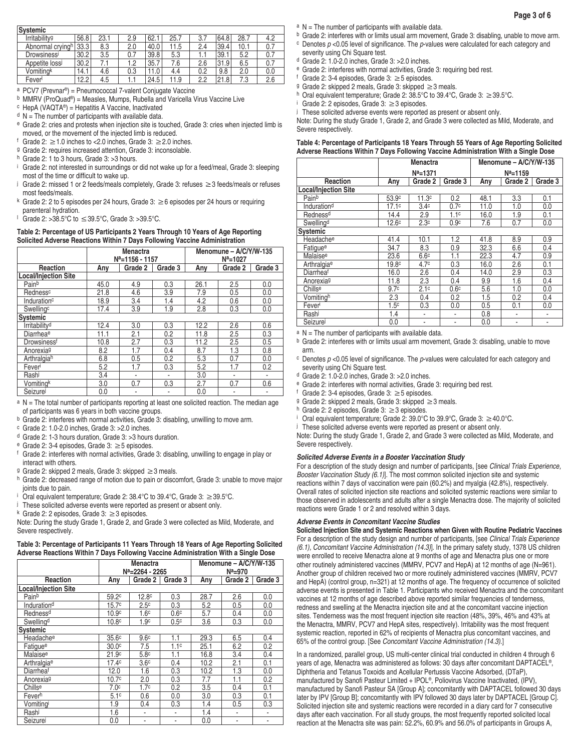| Systemic | | | | | | | | | |
|---|---|---|---|---|---|---|---|---|---|
| Irritability[g] | 56.8 | 23.1 | 2.9 | 62.1 | 25.7 | 3.7 | 64.8 | 28.7 | 4.2 |
| Abnormal crying[h] | 33.3 | 8.3 | 2.0 | 40.0 | 11.5 | 2.4 | 39.4 | 10.1 | 0.7 |
| Drowsiness[i] | 30.2 | 3.5 | 0.7 | 39.8 | 5.3 | 1.1 | 39.1 | 5.2 | 0.7 |
| Appetite loss[j] | 30.2 | 7.1 | 1.2 | 35.7 | 7.6 | 2.6 | 31.9 | 6.5 | 0.7 |
| Vomiting[k] | 14.1 | 4.6 | 0.3 | 11.0 | 4.4 | 0.2 | 9.8 | 2.0 | 0.0 |
| Fever[l] | 12.2 | 4.5 | 1.1 | 24.5 | 11.9 | 2.2 | 21.8 | 7.3 | 2.6 |

[a] PCV7 (Prevnar®) = Pneumococcal 7-valent Conjugate Vaccine
[b] MMRV (ProQuad®) = Measles, Mumps, Rubella and Varicella Virus Vaccine Live
[c] HepA (VAQTA®) = Hepatitis A Vaccine, Inactivated
[d] N = The number of participants with available data.
[e] Grade 2: cries and protests when injection site is touched, Grade 3: cries when injected limb is moved, or the movement of the injected limb is reduced.
[f] Grade 2: ≥1.0 inches to <2.0 inches, Grade 3: ≥2.0 inches.
[g] Grade 2: requires increased attention, Grade 3: inconsolable.
[h] Grade 2: 1 to 3 hours, Grade 3: >3 hours.
[i] Grade 2: not interested in surroundings or did not wake up for a feed/meal, Grade 3: sleeping most of the time or difficult to wake up.
[j] Grade 2: missed 1 or 2 feeds/meals completely, Grade 3: refuses ≥3 feeds/meals or refuses most feeds/meals.
[k] Grade 2: 2 to 5 episodes per 24 hours, Grade 3: ≥6 episodes per 24 hours or requiring parenteral hydration.
[l] Grade 2: >38.5°C to ≤39.5°C, Grade 3: >39.5°C.

**Table 2: Percentage of US Participants 2 Years Through 10 Years of Age Reporting Solicited Adverse Reactions Within 7 Days Following Vaccine Administration**

| | Menactra N[a]=1156 - 1157 | | | Menomune – A/C/Y/W-135 N[a]=1027 | | |
|---|---|---|---|---|---|---|
| Reaction | Any | Grade 2 | Grade 3 | Any | Grade 2 | Grade 3 |
| **Local/Injection Site** | | | | | | |
| Pain[b] | 45.0 | 4.9 | 0.3 | 26.1 | 2.5 | 0.0 |
| Redness[c] | 21.8 | 4.6 | 3.9 | 7.9 | 0.5 | 0.0 |
| Induration[c] | 18.9 | 3.4 | 1.4 | 4.2 | 0.6 | 0.0 |
| Swelling[c] | 17.4 | 3.9 | 1.9 | 2.8 | 0.3 | 0.0 |
| **Systemic** | | | | | | |
| Irritability[d] | 12.4 | 3.0 | 0.3 | 12.2 | 2.6 | 0.6 |
| Diarrhea[e] | 11.1 | 2.1 | 0.2 | 11.8 | 2.5 | 0.3 |
| Drowsiness[f] | 10.8 | 2.7 | 0.3 | 11.2 | 2.5 | 0.5 |
| Anorexia[g] | 8.2 | 1.7 | 0.4 | 8.7 | 1.3 | 0.8 |
| Arthralgia[h] | 6.8 | 0.5 | 0.2 | 5.3 | 0.7 | 0.0 |
| Fever[i] | 5.2 | 1.7 | 0.3 | 5.2 | 1.7 | 0.2 |
| Rash[j] | 3.4 | - | - | 3.0 | - | - |
| Vomiting[k] | 3.0 | 0.7 | 0.3 | 2.7 | 0.7 | 0.6 |
| Seizure[j] | 0.0 | - | - | 0.0 | - | - |

[a] N = The total number of participants reporting at least one solicited reaction. The median age of participants was 6 years in both vaccine groups.
[b] Grade 2: interferes with normal activities, Grade 3: disabling, unwilling to move arm.
[c] Grade 2: 1.0-2.0 inches, Grade 3: >2.0 inches.
[d] Grade 2: 1-3 hours duration, Grade 3: >3 hours duration.
[e] Grade 2: 3-4 episodes, Grade 3: ≥5 episodes.
[f] Grade 2: interferes with normal activities, Grade 3: disabling, unwilling to engage in play or interact with others.
[g] Grade 2: skipped 2 meals, Grade 3: skipped ≥3 meals.
[h] Grade 2: decreased range of motion due to pain or discomfort, Grade 3: unable to move major joints due to pain.
[i] Oral equivalent temperature; Grade 2: 38.4°C to 39.4°C, Grade 3: ≥39.5°C.
[j] These solicited adverse events were reported as present or absent only.
[k] Grade 2: 2 episodes, Grade 3: ≥3 episodes.
Note: During the study Grade 1, Grade 2, and Grade 3 were collected as Mild, Moderate, and Severe respectively.

**Table 3: Percentage of Participants 11 Years Through 18 Years of Age Reporting Solicited Adverse Reactions Within 7 Days Following Vaccine Administration With a Single Dose**

| | Menactra N[a]=2264 - 2265 | | | Menomune – A/C/Y/W-135 N[a]=970 | | |
|---|---|---|---|---|---|---|
| Reaction | Any | Grade 2 | Grade 3 | Any | Grade 2 | Grade 3 |
| **Local/Injection Site** | | | | | | |
| Pain[b] | 59.2[c] | 12.8[c] | 0.3 | 28.7 | 2.6 | 0.0 |
| Induration[d] | 15.7[c] | 2.5[c] | 0.3 | 5.2 | 0.5 | 0.0 |
| Redness[d] | 10.9[c] | 1.6[c] | 0.6[c] | 5.7 | 0.4 | 0.0 |
| Swelling[d] | 10.8[c] | 1.9[c] | 0.5[c] | 3.6 | 0.3 | 0.0 |
| **Systemic** | | | | | | |
| Headache[e] | 35.6[c] | 9.6[c] | 1.1 | 29.3 | 6.5 | 0.4 |
| Fatigue[e] | 30.0[c] | 7.5 | 1.1[c] | 25.1 | 6.2 | 0.2 |
| Malaise[e] | 21.9[c] | 5.8[c] | 1.1 | 16.8 | 3.4 | 0.4 |
| Arthralgia[e] | 17.4[c] | 3.6[c] | 0.4 | 10.2 | 2.1 | 0.1 |
| Diarrhea[f] | 12.0 | 1.6 | 0.3 | 10.2 | 1.3 | 0.0 |
| Anorexia[g] | 10.7[c] | 2.0 | 0.3 | 7.7 | 1.1 | 0.2 |
| Chills[e] | 7.0[c] | 1.7[c] | 0.2 | 3.5 | 0.4 | 0.1 |
| Fever[h] | 5.1[c] | 0.6 | 0.0 | 3.0 | 0.3 | 0.1 |
| Vomiting[i] | 1.9 | 0.4 | 0.3 | 1.4 | 0.5 | 0.3 |
| Rash[j] | 1.6 | - | - | 1.4 | - | - |
| Seizure[j] | 0.0 | - | - | 0.0 | - | - |

[a] N = The number of participants with available data.
[b] Grade 2: interferes with or limits usual arm movement, Grade 3: disabling, unable to move arm.
[c] Denotes $p<0.05$ level of significance. The p-values were calculated for each category and severity using Chi Square test.
[d] Grade 2: 1.0-2.0 inches, Grade 3: >2.0 inches.
[e] Grade 2: interferes with normal activities, Grade 3: requiring bed rest.
[f] Grade 2: 3-4 episodes, Grade 3: ≥5 episodes.
[g] Grade 2: skipped 2 meals, Grade 3: skipped ≥3 meals.
[h] Oral equivalent temperature; Grade 2: 38.5°C to 39.4°C, Grade 3: ≥39.5°C.
[i] Grade 2: 2 episodes, Grade 3: ≥3 episodes.
[j] These solicited adverse events were reported as present or absent only.
Note: During the study Grade 1, Grade 2, and Grade 3 were collected as Mild, Moderate, and Severe respectively.

**Table 4: Percentage of Participants 18 Years Through 55 Years of Age Reporting Solicited Adverse Reactions Within 7 Days Following Vaccine Administration With a Single Dose**

| | Menactra N[a]=1371 | | | Menomune – A/C/Y/W-135 N[a]=1159 | | |
|---|---|---|---|---|---|---|
| Reaction | Any | Grade 2 | Grade 3 | Any | Grade 2 | Grade 3 |
| **Local/Injection Site** | | | | | | |
| Pain[b] | 53.9[c] | 11.3[c] | 0.2 | 48.1 | 3.3 | 0.1 |
| Induration[d] | 17.1[c] | 3.4[c] | 0.7[c] | 11.0 | 1.0 | 0.0 |
| Redness[d] | 14.4 | 2.9 | 1.1[c] | 16.0 | 1.9 | 0.1 |
| Swelling[d] | 12.6[c] | 2.3[c] | 0.9[c] | 7.6 | 0.7 | 0.0 |
| **Systemic** | | | | | | |
| Headache[e] | 41.4 | 10.1 | 1.2 | 41.8 | 8.9 | 0.9 |
| Fatigue[e] | 34.7 | 8.3 | 0.9 | 32.3 | 6.6 | 0.4 |
| Malaise[e] | 23.6 | 6.6[c] | 1.1 | 22.3 | 4.7 | 0.9 |
| Arthralgia[e] | 19.8[c] | 4.7[c] | 0.3 | 16.0 | 2.6 | 0.1 |
| Diarrhea[f] | 16.0 | 2.6 | 0.4 | 14.0 | 2.9 | 0.3 |
| Anorexia[g] | 11.8 | 2.3 | 0.4 | 9.9 | 1.6 | 0.4 |
| Chills[e] | 9.7[c] | 2.1[c] | 0.6[c] | 5.6 | 1.0 | 0.0 |
| Vomiting[h] | 2.3 | 0.4 | 0.2 | 1.5 | 0.2 | 0.4 |
| Fever[i] | 1.5[c] | 0.3 | 0.0 | 0.5 | 0.1 | 0.0 |
| Rash[j] | 1.4 | - | - | 0.8 | - | - |
| Seizure[j] | 0.0 | - | - | 0.0 | - | - |

[a] N = The number of participants with available data.
[b] Grade 2: interferes with or limits usual arm movement, Grade 3: disabling, unable to move arm.
[c] Denotes $p<0.05$ level of significance. The p-values were calculated for each category and severity using Chi Square test.
[d] Grade 2: 1.0-2.0 inches, Grade 3: >2.0 inches.
[e] Grade 2: interferes with normal activities, Grade 3: requiring bed rest.
[f] Grade 2: 3-4 episodes, Grade 3: ≥5 episodes.
[g] Grade 2: skipped 2 meals, Grade 3: skipped ≥3 meals.
[h] Grade 2: 2 episodes, Grade 3: ≥3 episodes.
[i] Oral equivalent temperature; Grade 2: 39.0°C to 39.9°C, Grade 3: ≥40.0°C.
[j] These solicited adverse events were reported as present or absent only.
Note: During the study Grade 1, Grade 2, and Grade 3 were collected as Mild, Moderate, and Severe respectively.

***Solicited Adverse Events in a Booster Vaccination Study***

For a description of the study design and number of participants, [see *Clinical Trials Experience, Booster Vaccination Study (6.1)*]. The most common solicited injection site and systemic reactions within 7 days of vaccination were pain (60.2%) and myalgia (42.8%), respectively. Overall rates of solicited injection site reactions and solicited systemic reactions were similar to those observed in adolescents and adults after a single Menactra dose. The majority of solicited reactions were Grade 1 or 2 and resolved within 3 days.

***Adverse Events in Concomitant Vaccine Studies***

**Solicited Injection Site and Systemic Reactions when Given with Routine Pediatric Vaccines**

For a description of the study design and number of participants, [see *Clinical Trials Experience (6.1), Concomitant Vaccine Administration (14.3)*]. In the primary safety study, 1378 US children were enrolled to receive Menactra alone at 9 months of age and Menactra plus one or more other routinely administered vaccines (MMRV, PCV7 and HepA) at 12 months of age (N=961). Another group of children received two or more routinely administered vaccines (MMRV, PCV7 and HepA) (control group, n=321) at 12 months of age. The frequency of occurrence of solicited adverse events is presented in Table 1. Participants who received Menactra and the concomitant vaccines at 12 months of age described above reported similar frequencies of tenderness, redness and swelling at the Menactra injection site and at the concomitant vaccine injection sites. Tenderness was the most frequent injection site reaction (48%, 39%, 46% and 43% at the Menactra, MMRV, PCV7 and HepA sites, respectively). Irritability was the most frequent systemic reaction, reported in 62% of recipients of Menactra plus concomitant vaccines, and 65% of the control group. [See *Concomitant Vaccine Administration (14.3)*.]

In a randomized, parallel group, US multi-center clinical trial conducted in children 4 through 6 years of age, Menactra was administered as follows: 30 days after concomitant DAPTACEL®, Diphtheria and Tetanus Toxoids and Acellular Pertussis Vaccine Adsorbed, (DTaP), manufactured by Sanofi Pasteur Limited + IPOL®, Poliovirus Vaccine Inactivated, (IPV), manufactured by Sanofi Pasteur SA [Group A]; concomitantly with DAPTACEL followed 30 days later by IPV [Group B]; concomitantly with IPV followed 30 days later by DAPTACEL [Group C]. Solicited injection site and systemic reactions were recorded in a diary card for 7 consecutive days after each vaccination. For all study groups, the most frequently reported solicited local reaction at the Menactra site was pain: 52.2%, 60.9% and 56.0% of participants in Groups A,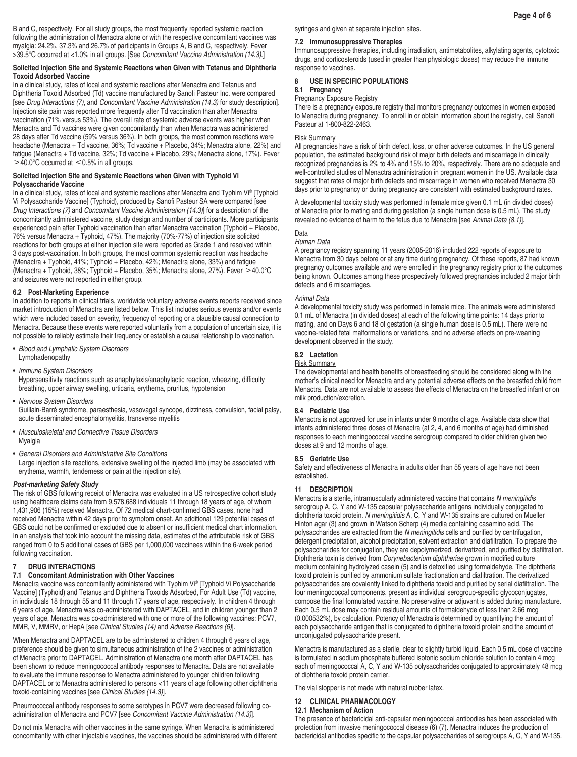B and C, respectively. For all study groups, the most frequently reported systemic reaction following the administration of Menactra alone or with the respective concomitant vaccines was myalgia: 24.2%, 37.3% and 26.7% of participants in Groups A, B and C, respectively. Fever >39.5°C occurred at <1.0% in all groups. [See *Concomitant Vaccine Administration (14.3).*]

**Solicited Injection Site and Systemic Reactions when Given with Tetanus and Diphtheria Toxoid Adsorbed Vaccine**

In a clinical study, rates of local and systemic reactions after Menactra and Tetanus and Diphtheria Toxoid Adsorbed (Td) vaccine manufactured by Sanofi Pasteur Inc. were compared [see *Drug Interactions (7),* and *Concomitant Vaccine Administration (14.3)* for study description]. Injection site pain was reported more frequently after Td vaccination than after Menactra vaccination (71% versus 53%). The overall rate of systemic adverse events was higher when Menactra and Td vaccines were given concomitantly than when Menactra was administered 28 days after Td vaccine (59% versus 36%). In both groups, the most common reactions were headache (Menactra + Td vaccine, 36%; Td vaccine + Placebo, 34%; Menactra alone, 22%) and fatigue (Menactra + Td vaccine, 32%; Td vaccine + Placebo, 29%; Menactra alone, 17%). Fever ≥40.0°C occurred at ≤0.5% in all groups.

**Solicited Injection Site and Systemic Reactions when Given with Typhoid Vi Polysaccharide Vaccine**

In a clinical study, rates of local and systemic reactions after Menactra and Typhim Vi® [Typhoid Vi Polysaccharide Vaccine] (Typhoid), produced by Sanofi Pasteur SA were compared [see *Drug Interactions (7)* and *Concomitant Vaccine Administration (14.3)*] for a description of the concomitantly administered vaccine, study design and number of participants. More participants experienced pain after Typhoid vaccination than after Menactra vaccination (Typhoid + Placebo, 76% versus Menactra + Typhoid, 47%). The majority (70%-77%) of injection site solicited reactions for both groups at either injection site were reported as Grade 1 and resolved within 3 days post-vaccination. In both groups, the most common systemic reaction was headache (Menactra + Typhoid, 41%; Typhoid + Placebo, 42%; Menactra alone, 33%) and fatigue (Menactra + Typhoid, 38%; Typhoid + Placebo, 35%; Menactra alone, 27%). Fever ≥40.0°C and seizures were not reported in either group.

### 6.2 Post-Marketing Experience

In addition to reports in clinical trials, worldwide voluntary adverse events reports received since market introduction of Menactra are listed below. This list includes serious events and/or events which were included based on severity, frequency of reporting or a plausible causal connection to Menactra. Because these events were reported voluntarily from a population of uncertain size, it is not possible to reliably estimate their frequency or establish a causal relationship to vaccination.

- *Blood and Lymphatic System Disorders*
  Lymphadenopathy
- *Immune System Disorders*
  Hypersensitivity reactions such as anaphylaxis/anaphylactic reaction, wheezing, difficulty breathing, upper airway swelling, urticaria, erythema, pruritus, hypotension
- *Nervous System Disorders*
  Guillain-Barré syndrome, paraesthesia, vasovagal syncope, dizziness, convulsion, facial palsy, acute disseminated encephalomyelitis, transverse myelitis
- *Musculoskeletal and Connective Tissue Disorders*
  Myalgia
- *General Disorders and Administrative Site Conditions*
  Large injection site reactions, extensive swelling of the injected limb (may be associated with erythema, warmth, tenderness or pain at the injection site).

***Post-marketing Safety Study***

The risk of GBS following receipt of Menactra was evaluated in a US retrospective cohort study using healthcare claims data from 9,578,688 individuals 11 through 18 years of age, of whom 1,431,906 (15%) received Menactra. Of 72 medical chart-confirmed GBS cases, none had received Menactra within 42 days prior to symptom onset. An additional 129 potential cases of GBS could not be confirmed or excluded due to absent or insufficient medical chart information. In an analysis that took into account the missing data, estimates of the attributable risk of GBS ranged from 0 to 5 additional cases of GBS per 1,000,000 vaccinees within the 6-week period following vaccination.

## 7 DRUG INTERACTIONS

### 7.1 Concomitant Administration with Other Vaccines

Menactra vaccine was concomitantly administered with Typhim Vi® [Typhoid Vi Polysaccharide Vaccine] (Typhoid) and Tetanus and Diphtheria Toxoids Adsorbed, For Adult Use (Td) vaccine, in individuals 18 through 55 and 11 through 17 years of age, respectively. In children 4 through 6 years of age, Menactra was co-administered with DAPTACEL, and in children younger than 2 years of age, Menactra was co-administered with one or more of the following vaccines: PCV7, MMR, V, MMRV, or HepA [see *Clinical Studies (14)* and *Adverse Reactions (6)*].

When Menactra and DAPTACEL are to be administered to children 4 through 6 years of age, preference should be given to simultaneous administration of the 2 vaccines or administration of Menactra prior to DAPTACEL. Administration of Menactra one month after DAPTACEL has been shown to reduce meningococcal antibody responses to Menactra. Data are not available to evaluate the immune response to Menactra administered to younger children following DAPTACEL or to Menactra administered to persons <11 years of age following other diphtheria toxoid-containing vaccines [see *Clinical Studies (14.3)*].

Pneumococcal antibody responses to some serotypes in PCV7 were decreased following co-administration of Menactra and PCV7 [see *Concomitant Vaccine Administration (14.3)*].

Do not mix Menactra with other vaccines in the same syringe. When Menactra is administered concomitantly with other injectable vaccines, the vaccines should be administered with different syringes and given at separate injection sites.

### 7.2 Immunosuppressive Therapies

Immunosuppressive therapies, including irradiation, antimetabolites, alkylating agents, cytotoxic drugs, and corticosteroids (used in greater than physiologic doses) may reduce the immune response to vaccines.

## 8 USE IN SPECIFIC POPULATIONS

### 8.1 Pregnancy

Pregnancy Exposure Registry

There is a pregnancy exposure registry that monitors pregnancy outcomes in women exposed to Menactra during pregnancy. To enroll in or obtain information about the registry, call Sanofi Pasteur at 1-800-822-2463.

Risk Summary

All pregnancies have a risk of birth defect, loss, or other adverse outcomes. In the US general population, the estimated background risk of major birth defects and miscarriage in clinically recognized pregnancies is 2% to 4% and 15% to 20%, respectively. There are no adequate and well-controlled studies of Menactra administration in pregnant women in the US. Available data suggest that rates of major birth defects and miscarriage in women who received Menactra 30 days prior to pregnancy or during pregnancy are consistent with estimated background rates.

A developmental toxicity study was performed in female mice given 0.1 mL (in divided doses) of Menactra prior to mating and during gestation (a single human dose is 0.5 mL). The study revealed no evidence of harm to the fetus due to Menactra [see *Animal Data (8.1)*].

Data

*Human Data*

A pregnancy registry spanning 11 years (2005-2016) included 222 reports of exposure to Menactra from 30 days before or at any time during pregnancy. Of these reports, 87 had known pregnancy outcomes available and were enrolled in the pregnancy registry prior to the outcomes being known. Outcomes among these prospectively followed pregnancies included 2 major birth defects and 6 miscarriages.

*Animal Data*

A developmental toxicity study was performed in female mice. The animals were administered 0.1 mL of Menactra (in divided doses) at each of the following time points: 14 days prior to mating, and on Days 6 and 18 of gestation (a single human dose is 0.5 mL). There were no vaccine-related fetal malformations or variations, and no adverse effects on pre-weaning development observed in the study.

### 8.2 Lactation

Risk Summary

The developmental and health benefits of breastfeeding should be considered along with the mother's clinical need for Menactra and any potential adverse effects on the breastfed child from Menactra. Data are not available to assess the effects of Menactra on the breastfed infant or on milk production/excretion.

### 8.4 Pediatric Use

Menactra is not approved for use in infants under 9 months of age. Available data show that infants administered three doses of Menactra (at 2, 4, and 6 months of age) had diminished responses to each meningococcal vaccine serogroup compared to older children given two doses at 9 and 12 months of age.

### 8.5 Geriatric Use

Safety and effectiveness of Menactra in adults older than 55 years of age have not been established.

## 11 DESCRIPTION

Menactra is a sterile, intramuscularly administered vaccine that contains *N meningitidis* serogroup A, C, Y and W-135 capsular polysaccharide antigens individually conjugated to diphtheria toxoid protein. *N meningitidis* A, C, Y and W-135 strains are cultured on Mueller Hinton agar (3) and grown in Watson Scherp (4) media containing casamino acid. The polysaccharides are extracted from the *N meningitidis* cells and purified by centrifugation, detergent precipitation, alcohol precipitation, solvent extraction and diafiltration. To prepare the polysaccharides for conjugation, they are depolymerized, derivatized, and purified by diafiltration. Diphtheria toxin is derived from *Corynebacterium diphtheriae* grown in modified culture medium containing hydrolyzed casein (5) and is detoxified using formaldehyde. The diphtheria toxoid protein is purified by ammonium sulfate fractionation and diafiltration. The derivatized polysaccharides are covalently linked to diphtheria toxoid and purified by serial diafiltration. The four meningococcal components, present as individual serogroup-specific glycoconjugates, compose the final formulated vaccine. No preservative or adjuvant is added during manufacture. Each 0.5 mL dose may contain residual amounts of formaldehyde of less than 2.66 mcg (0.000532%), by calculation. Potency of Menactra is determined by quantifying the amount of each polysaccharide antigen that is conjugated to diphtheria toxoid protein and the amount of unconjugated polysaccharide present.

Menactra is manufactured as a sterile, clear to slightly turbid liquid. Each 0.5 mL dose of vaccine is formulated in sodium phosphate buffered isotonic sodium chloride solution to contain 4 mcg each of meningococcal A, C, Y and W-135 polysaccharides conjugated to approximately 48 mcg of diphtheria toxoid protein carrier.

The vial stopper is not made with natural rubber latex.

## 12 CLINICAL PHARMACOLOGY

### 12.1 Mechanism of Action

The presence of bactericidal anti-capsular meningococcal antibodies has been associated with protection from invasive meningococcal disease (6) (7). Menactra induces the production of bactericidal antibodies specific to the capsular polysaccharides of serogroups A, C, Y and W-135.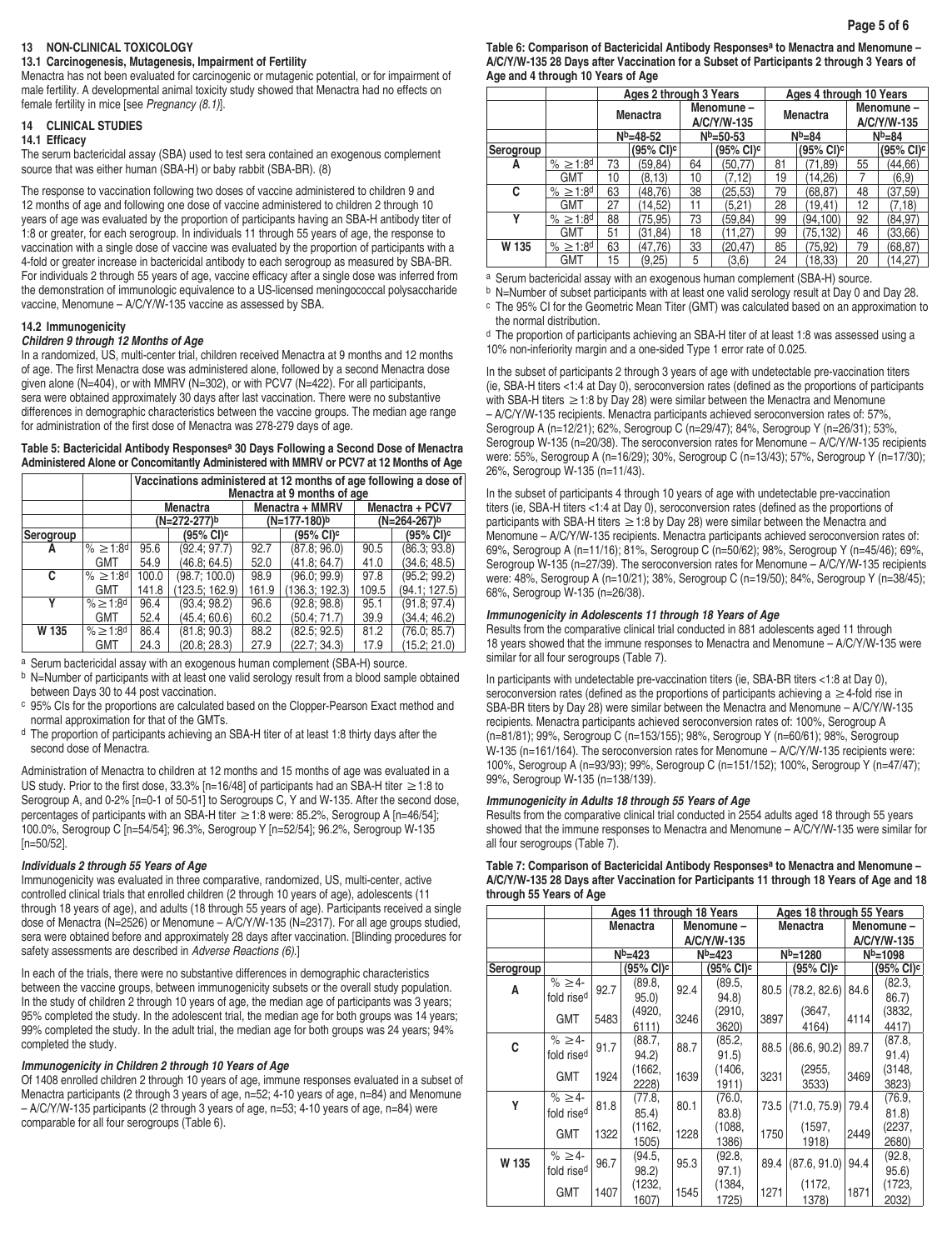## 13 NON-CLINICAL TOXICOLOGY

### 13.1 Carcinogenesis, Mutagenesis, Impairment of Fertility

Menactra has not been evaluated for carcinogenic or mutagenic potential, or for impairment of male fertility. A developmental animal toxicity study showed that Menactra had no effects on female fertility in mice [see *Pregnancy (8.1)*].

## 14 CLINICAL STUDIES

### 14.1 Efficacy

The serum bactericidal assay (SBA) used to test sera contained an exogenous complement source that was either human (SBA-H) or baby rabbit (SBA-BR). (8)

The response to vaccination following two doses of vaccine administered to children 9 and 12 months of age and following one dose of vaccine administered to children 2 through 10 years of age was evaluated by the proportion of participants having an SBA-H antibody titer of 1:8 or greater, for each serogroup. In individuals 11 through 55 years of age, the response to vaccination with a single dose of vaccine was evaluated by the proportion of participants with a 4-fold or greater increase in bactericidal antibody to each serogroup as measured by SBA-BR. For individuals 2 through 55 years of age, vaccine efficacy after a single dose was inferred from the demonstration of immunologic equivalence to a US-licensed meningococcal polysaccharide vaccine, Menomune – A/C/Y/W-135 vaccine as assessed by SBA.

### 14.2 Immunogenicity

#### *Children 9 through 12 Months of Age*

In a randomized, US, multi-center trial, children received Menactra at 9 months and 12 months of age. The first Menactra dose was administered alone, followed by a second Menactra dose given alone (N=404), or with MMRV (N=302), or with PCV7 (N=422). For all participants, sera were obtained approximately 30 days after last vaccination. There were no substantive differences in demographic characteristics between the vaccine groups. The median age range for administration of the first dose of Menactra was 278-279 days of age.

**Table 5: Bactericidal Antibody Responses[a] 30 Days Following a Second Dose of Menactra Administered Alone or Concomitantly Administered with MMRV or PCV7 at 12 Months of Age**

| | | Vaccinations administered at 12 months of age following a dose of Menactra at 9 months of age | | | | | |
|---|---|---|---|---|---|---|---|
| | | Menactra (N=272-277)[b] | | Menactra + MMRV (N=177-180)[b] | | Menactra + PCV7 (N=264-267)[b] | |
| Serogroup | | | (95% CI)[c] | | (95% CI)[c] | | (95% CI)[c] |
| A | % ≥1:8[d] | 95.6 | (92.4; 97.7) | 92.7 | (87.8; 96.0) | 90.5 | (86.3; 93.8) |
| | GMT | 54.9 | (46.8; 64.5) | 52.0 | (41.8; 64.7) | 41.0 | (34.6; 48.5) |
| C | % ≥1:8[d] | 100.0 | (98.7; 100.0) | 98.9 | (96.0; 99.9) | 97.8 | (95.2; 99.2) |
| | GMT | 141.8 | (123.5; 162.9) | 161.9 | (136.3; 192.3) | 109.5 | (94.1; 127.5) |
| Y | % ≥1:8[d] | 96.4 | (93.4; 98.2) | 96.6 | (92.8; 98.8) | 95.1 | (91.8; 97.4) |
| | GMT | 52.4 | (45.4; 60.6) | 60.2 | (50.4; 71.7) | 39.9 | (34.4; 46.2) |
| W 135 | % ≥1:8[d] | 86.4 | (81.8; 90.3) | 88.2 | (82.5; 92.5) | 81.2 | (76.0; 85.7) |
| | GMT | 24.3 | (20.8; 28.3) | 27.9 | (22.7; 34.3) | 17.9 | (15.2; 21.0) |

[a] Serum bactericidal assay with an exogenous human complement (SBA-H) source.
[b] N=Number of participants with at least one valid serology result from a blood sample obtained between Days 30 to 44 post vaccination.
[c] 95% CIs for the proportions are calculated based on the Clopper-Pearson Exact method and normal approximation for that of the GMTs.
[d] The proportion of participants achieving an SBA-H titer of at least 1:8 thirty days after the second dose of Menactra.

Administration of Menactra to children at 12 months and 15 months of age was evaluated in a US study. Prior to the first dose, 33.3% [n=16/48] of participants had an SBA-H titer ≥1:8 to Serogroup A, and 0-2% [n=0-1 of 50-51] to Serogroups C, Y and W-135. After the second dose, percentages of participants with an SBA-H titer ≥1:8 were: 85.2%, Serogroup A [n=46/54]; 100.0%, Serogroup C [n=54/54]; 96.3%, Serogroup Y [n=52/54]; 96.2%, Serogroup W-135 [n=50/52].

#### *Individuals 2 through 55 Years of Age*

Immunogenicity was evaluated in three comparative, randomized, US, multi-center, active controlled clinical trials that enrolled children (2 through 10 years of age), adolescents (11 through 18 years of age), and adults (18 through 55 years of age). Participants received a single dose of Menactra (N=2526) or Menomune – A/C/Y/W-135 (N=2317). For all age groups studied, sera were obtained before and approximately 28 days after vaccination. [Blinding procedures for safety assessments are described in *Adverse Reactions (6)*.]

In each of the trials, there were no substantive differences in demographic characteristics between the vaccine groups, between immunogenicity subsets or the overall study population. In the study of children 2 through 10 years of age, the median age of participants was 3 years; 95% completed the study. In the adolescent trial, the median age for both groups was 14 years; 99% completed the study. In the adult trial, the median age for both groups was 24 years; 94% completed the study.

#### *Immunogenicity in Children 2 through 10 Years of Age*

Of 1408 enrolled children 2 through 10 years of age, immune responses evaluated in a subset of Menactra participants (2 through 3 years of age, n=52; 4-10 years of age, n=84) and Menomune – A/C/Y/W-135 participants (2 through 3 years of age, n=53; 4-10 years of age, n=84) were comparable for all four serogroups (Table 6).

**Table 6: Comparison of Bactericidal Antibody Responses[a] to Menactra and Menomune – A/C/Y/W-135 28 Days after Vaccination for a Subset of Participants 2 through 3 Years of Age and 4 through 10 Years of Age**

| | | Ages 2 through 3 Years | | | | Ages 4 through 10 Years | | | |
|---|---|---|---|---|---|---|---|---|---|
| | | Menactra | | Menomune – A/C/Y/W-135 | | Menactra | | Menomune – A/C/Y/W-135 | |
| | | N[b]=48-52 | | N[b]=50-53 | | N[b]=84 | | N[b]=84 | |
| Serogroup | | | (95% CI)[c] | | (95% CI)[c] | | (95% CI)[c] | | (95% CI)[c] |
| A | % ≥1:8[d] | 73 | (59,84) | 64 | (50,77) | 81 | (71,89) | 55 | (44,66) |
| | GMT | 10 | (8,13) | 10 | (7,12) | 19 | (14,26) | 7 | (6,9) |
| C | % ≥1:8[d] | 63 | (48,76) | 38 | (25,53) | 79 | (68,87) | 48 | (37,59) |
| | GMT | 27 | (14,52) | 11 | (5,21) | 28 | (19,41) | 12 | (7,18) |
| Y | % ≥1:8[d] | 88 | (75,95) | 73 | (59,84) | 99 | (94,100) | 92 | (84,97) |
| | GMT | 51 | (31,84) | 18 | (11,27) | 99 | (75,132) | 46 | (33,66) |
| W 135 | % ≥1:8[d] | 63 | (47,76) | 33 | (20,47) | 85 | (75,92) | 79 | (68,87) |
| | GMT | 15 | (9,25) | 5 | (3,6) | 24 | (18,33) | 20 | (14,27) |

[a] Serum bactericidal assay with an exogenous human complement (SBA-H) source.
[b] N=Number of subset participants with at least one valid serology result at Day 0 and Day 28.
[c] The 95% CI for the Geometric Mean Titer (GMT) was calculated based on an approximation to the normal distribution.
[d] The proportion of participants achieving an SBA-H titer of at least 1:8 was assessed using a 10% non-inferiority margin and a one-sided Type 1 error rate of 0.025.

In the subset of participants 2 through 3 years of age with undetectable pre-vaccination titers (ie, SBA-H titers <1:4 at Day 0), seroconversion rates (defined as the proportions of participants with SBA-H titers ≥1:8 by Day 28) were similar between the Menactra and Menomune – A/C/Y/W-135 recipients. Menactra participants achieved seroconversion rates of: 57%, Serogroup A (n=12/21); 62%, Serogroup C (n=29/47); 84%, Serogroup Y (n=26/31); 53%, Serogroup W-135 (n=20/38). The seroconversion rates for Menomune – A/C/Y/W-135 recipients were: 55%, Serogroup A (n=16/29); 30%, Serogroup C (n=13/43); 57%, Serogroup Y (n=17/30); 26%, Serogroup W-135 (n=11/43).

In the subset of participants 4 through 10 years of age with undetectable pre-vaccination titers (ie, SBA-H titers <1:4 at Day 0), seroconversion rates (defined as the proportions of participants with SBA-H titers ≥1:8 by Day 28) were similar between the Menactra and Menomune – A/C/Y/W-135 recipients. Menactra participants achieved seroconversion rates of: 69%, Serogroup A (n=11/16); 81%, Serogroup C (n=50/62); 98%, Serogroup Y (n=45/46); 69%, Serogroup W-135 (n=27/39). The seroconversion rates for Menomune – A/C/Y/W-135 recipients were: 48%, Serogroup A (n=10/21); 38%, Serogroup C (n=19/50); 84%, Serogroup Y (n=38/45); 68%, Serogroup W-135 (n=26/38).

#### *Immunogenicity in Adolescents 11 through 18 Years of Age*

Results from the comparative clinical trial conducted in 881 adolescents aged 11 through 18 years showed that the immune responses to Menactra and Menomune – A/C/Y/W-135 were similar for all four serogroups (Table 7).

In participants with undetectable pre-vaccination titers (ie, SBA-BR titers <1:8 at Day 0), seroconversion rates (defined as the proportions of participants achieving a ≥4-fold rise in SBA-BR titers by Day 28) were similar between the Menactra and Menomune – A/C/Y/W-135 recipients. Menactra participants achieved seroconversion rates of: 100%, Serogroup A (n=81/81); 99%, Serogroup C (n=153/155); 98%, Serogroup Y (n=60/61); 98%, Serogroup W-135 (n=161/164). The seroconversion rates for Menomune – A/C/Y/W-135 recipients were: 100%, Serogroup A (n=93/93); 99%, Serogroup C (n=151/152); 100%, Serogroup Y (n=47/47); 99%, Serogroup W-135 (n=138/139).

#### *Immunogenicity in Adults 18 through 55 Years of Age*

Results from the comparative clinical trial conducted in 2554 adults aged 18 through 55 years showed that the immune responses to Menactra and Menomune – A/C/Y/W-135 were similar for all four serogroups (Table 7).

**Table 7: Comparison of Bactericidal Antibody Responses[a] to Menactra and Menomune – A/C/Y/W-135 28 Days after Vaccination for Participants 11 through 18 Years of Age and 18 through 55 Years of Age**

| | | Ages 11 through 18 Years | | | | Ages 18 through 55 Years | | | |
|---|---|---|---|---|---|---|---|---|---|
| | | Menactra | | Menomune – A/C/Y/W-135 | | Menactra | | Menomune – A/C/Y/W-135 | |
| | | N[b]=423 | | N[b]=423 | | N[b]=1280 | | N[b]=1098 | |
| Serogroup | | | (95% CI)[c] | | (95% CI)[c] | | (95% CI)[c] | | (95% CI)[c] |
| A | % ≥4-fold rise[d] | 92.7 | (89.8, 95.0) | 92.4 | (89.5, 94.8) | 80.5 | (78.2, 82.6) | 84.6 | (82.3, 86.7) |
| | GMT | 5483 | (4920, 6111) | 3246 | (2910, 3620) | 3897 | (3647, 4164) | 4114 | (3832, 4417) |
| C | % ≥4-fold rise[d] | 91.7 | (88.7, 94.2) | 88.7 | (85.2, 91.5) | 88.5 | (86.6, 90.2) | 89.7 | (87.8, 91.4) |
| | GMT | 1924 | (1662, 2228) | 1639 | (1406, 1911) | 3231 | (2955, 3533) | 3469 | (3148, 3823) |
| Y | % ≥4-fold rise[d] | 81.8 | (77.8, 85.4) | 80.1 | (76.0, 83.8) | 73.5 | (71.0, 75.9) | 79.4 | (76.9, 81.8) |
| | GMT | 1322 | (1162, 1505) | 1228 | (1088, 1386) | 1750 | (1597, 1918) | 2449 | (2237, 2680) |
| W 135 | % ≥4-fold rise[d] | 96.7 | (94.5, 98.2) | 95.3 | (92.8, 97.1) | 89.4 | (87.6, 91.0) | 94.4 | (92.8, 95.6) |
| | GMT | 1407 | (1232, 1607) | 1545 | (1384, 1725) | 1271 | (1172, 1378) | 1871 | (1723, 2032) |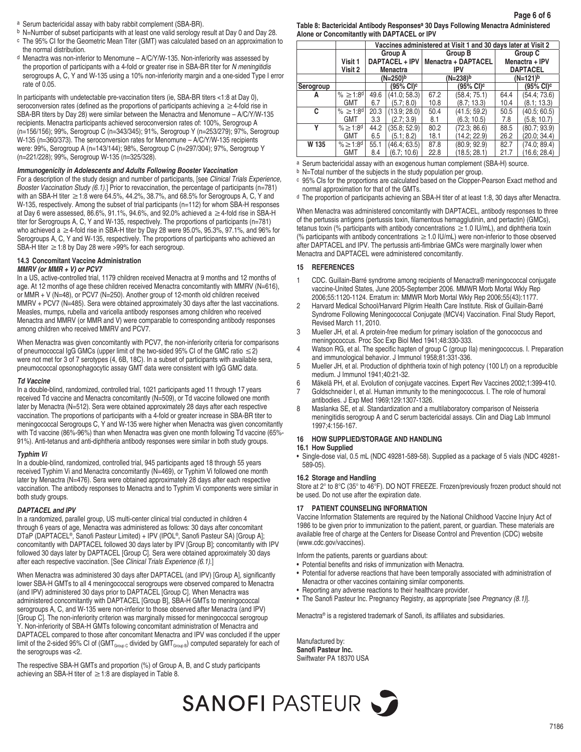a Serum bactericidal assay with baby rabbit complement (SBA-BR).

b N=Number of subset participants with at least one valid serology result at Day 0 and Day 28.

c The 95% CI for the Geometric Mean Titer (GMT) was calculated based on an approximation to the normal distribution.

d Menactra was non-inferior to Menomune – A/C/Y/W-135. Non-inferiority was assessed by the proportion of participants with a 4-fold or greater rise in SBA-BR titer for *N meningitidis* serogroups A, C, Y and W-135 using a 10% non-inferiority margin and a one-sided Type I error rate of 0.05.

In participants with undetectable pre-vaccination titers (ie, SBA-BR titers <1:8 at Day 0), seroconversion rates (defined as the proportions of participants achieving a ≥4-fold rise in SBA-BR titers by Day 28) were similar between the Menactra and Menomune – A/C/Y/W-135 recipients. Menactra participants achieved seroconversion rates of: 100%, Serogroup A (n=156/156); 99%, Serogroup C (n=343/345); 91%, Serogroup Y (n=253/279); 97%, Serogroup W-135 (n=360/373). The seroconversion rates for Menomune – A/C/Y/W-135 recipients were: 99%, Serogroup A (n=143/144); 98%, Serogroup C (n=297/304); 97%, Serogroup Y (n=221/228); 99%, Serogroup W-135 (n=325/328).

***Immunogenicity in Adolescents and Adults Following Booster Vaccination***

For a description of the study design and number of participants, [see *Clinical Trials Experience, Booster Vaccination Study (6.1).*] Prior to revaccination, the percentage of participants (n=781) with an SBA-H titer ≥1:8 were 64.5%, 44.2%, 38.7%, and 68.5% for Serogroups A, C, Y and W-135, respectively. Among the subset of trial participants (n=112) for whom SBA-H responses at Day 6 were assessed, 86.6%, 91.1%, 94.6%, and 92.0% achieved a ≥4-fold rise in SBA-H titer for Serogroups A, C, Y and W-135, respectively. The proportions of participants (n=781) who achieved a ≥4-fold rise in SBA-H titer by Day 28 were 95.0%, 95.3%, 97.1%, and 96% for Serogroups A, C, Y and W-135, respectively. The proportions of participants who achieved an SBA-H titer ≥1:8 by Day 28 were >99% for each serogroup.

## 14.3 Concomitant Vaccine Administration

***MMRV (or MMR + V) or PCV7***

In a US, active-controlled trial, 1179 children received Menactra at 9 months and 12 months of age. At 12 months of age these children received Menactra concomitantly with MMRV (N=616), or MMR + V (N=48), or PCV7 (N=250). Another group of 12-month old children received MMRV + PCV7 (N=485). Sera were obtained approximately 30 days after the last vaccinations. Measles, mumps, rubella and varicella antibody responses among children who received Menactra and MMRV (or MMR and V) were comparable to corresponding antibody responses among children who received MMRV and PCV7.

When Menactra was given concomitantly with PCV7, the non-inferiority criteria for comparisons of pneumococcal IgG GMCs (upper limit of the two-sided 95% CI of the GMC ratio ≤2) were not met for 3 of 7 serotypes (4, 6B, 18C). In a subset of participants with available sera, pneumococcal opsonophagocytic assay GMT data were consistent with IgG GMC data.

***Td Vaccine***

In a double-blind, randomized, controlled trial, 1021 participants aged 11 through 17 years received Td vaccine and Menactra concomitantly (N=509), or Td vaccine followed one month later by Menactra (N=512). Sera were obtained approximately 28 days after each respective vaccination. The proportions of participants with a 4-fold or greater increase in SBA-BR titer to meningococcal Serogroups C, Y and W-135 were higher when Menactra was given concomitantly with Td vaccine (86%-96%) than when Menactra was given one month following Td vaccine (65%-91%). Anti-tetanus and anti-diphtheria antibody responses were similar in both study groups.

***Typhim Vi***

In a double-blind, randomized, controlled trial, 945 participants aged 18 through 55 years received Typhim Vi and Menactra concomitantly (N=469), or Typhim Vi followed one month later by Menactra (N=476). Sera were obtained approximately 28 days after each respective vaccination. The antibody responses to Menactra and to Typhim Vi components were similar in both study groups.

***DAPTACEL and IPV***

In a randomized, parallel group, US multi-center clinical trial conducted in children 4 through 6 years of age, Menactra was administered as follows: 30 days after concomitant DTaP (DAPTACEL®, Sanofi Pasteur Limited) + IPV (IPOL®, Sanofi Pasteur SA) [Group A]; concomitantly with DAPTACEL followed 30 days later by IPV [Group B]; concomitantly with IPV followed 30 days later by DAPTACEL [Group C]. Sera were obtained approximately 30 days after each respective vaccination. [See *Clinical Trials Experience (6.1).*]

When Menactra was administered 30 days after DAPTACEL (and IPV) [Group A], significantly lower SBA-H GMTs to all 4 meningococcal serogroups were observed compared to Menactra (and IPV) administered 30 days prior to DAPTACEL [Group C]. When Menactra was administered concomitantly with DAPTACEL [Group B], SBA-H GMTs to meningococcal serogroups A, C, and W-135 were non-inferior to those observed after Menactra (and IPV) [Group C]. The non-inferiority criterion was marginally missed for meningococcal serogroup Y. Non-inferiority of SBA-H GMTs following concomitant administration of Menactra and DAPTACEL compared to those after concomitant Menactra and IPV was concluded if the upper limit of the 2-sided 95% CI of ($GMT_{Group\ C}$ divided by $GMT_{Group\ B}$) computed separately for each of the serogroups was <2.

The respective SBA-H GMTs and proportion (%) of Group A, B, and C study participants achieving an SBA-H titer of ≥1:8 are displayed in Table 8.

**Table 8: Bactericidal Antibody Responses[a] 30 Days Following Menactra Administered Alone or Concomitantly with DAPTACEL or IPV**

| | | Vaccines administered at Visit 1 and 30 days later at Visit 2 | | | | | |
|---|---|---|---|---|---|---|---|
| | Visit 1 / Visit 2 | Group A DAPTACEL + IPV / Menactra | | Group B Menactra + DAPTACEL / IPV | | Group C Menactra + IPV / DAPTACEL | |
| | | (N=250)[b] | | (N=238)[b] | | (N=121)[b] | |
| **Serogroup** | | | (95% CI)[c] | | (95% CI)[c] | | (95% CI)[c] |
| **A** | % ≥1:8[d] | 49.6 | (41.0; 58.3) | 67.2 | (58.4; 75.1) | 64.4 | (54.4; 73.6) |
| | GMT | 6.7 | (5.7; 8.0) | 10.8 | (8.7; 13.3) | 10.4 | (8.1; 13.3) |
| **C** | % ≥1:8[d] | 20.3 | (13.9; 28.0) | 50.4 | (41.5; 59.2) | 50.5 | (40.5; 60.5) |
| | GMT | 3.3 | (2.7; 3.9) | 8.1 | (6.3; 10.5) | 7.8 | (5.8; 10.7) |
| **Y** | % ≥1:8[d] | 44.2 | (35.8; 52.9) | 80.2 | (72.3; 86.6) | 88.5 | (80.7; 93.9) |
| | GMT | 6.5 | (5.1; 8.2) | 18.1 | (14.2; 22.9) | 26.2 | (20.0; 34.4) |
| **W 135** | % ≥1:8[d] | 55.1 | (46.4; 63.5) | 87.8 | (80.9; 92.9) | 82.7 | (74.0; 89.4) |
| | GMT | 8.4 | (6.7; 10.6) | 22.8 | (18.5; 28.1) | 21.7 | (16.6; 28.4) |

a Serum bactericidal assay with an exogenous human complement (SBA-H) source.

b N=Total number of the subjects in the study population per group.

c 95% CIs for the proportions are calculated based on the Clopper-Pearson Exact method and normal approximation for that of the GMTs.

d The proportion of participants achieving an SBA-H titer of at least 1:8, 30 days after Menactra.

When Menactra was administered concomitantly with DAPTACEL, antibody responses to three of the pertussis antigens (pertussis toxin, filamentous hemagglutinin, and pertactin) (GMCs), tetanus toxin (% participants with antibody concentrations ≥1.0 IU/mL), and diphtheria toxin (% participants with antibody concentrations ≥1.0 IU/mL) were non-inferior to those observed after DAPTACEL and IPV. The pertussis anti-fimbriae GMCs were marginally lower when Menactra and DAPTACEL were administered concomitantly.

## 15 REFERENCES

1. CDC. Guillain-Barré syndrome among recipients of Menactra® meningococcal conjugate vaccine-United States, June 2005-September 2006. MMWR Morb Mortal Wkly Rep 2006;55:1120-1124. Erratum in: MMWR Morb Mortal Wkly Rep 2006;55(43):1177.
2. Harvard Medical School/Harvard Pilgrim Health Care Institute. Risk of Guillain-Barré Syndrome Following Meningococcal Conjugate (MCV4) Vaccination. Final Study Report, Revised March 11, 2010.
3. Mueller JH, et al. A protein-free medium for primary isolation of the gonococcus and meningococcus. Proc Soc Exp Biol Med 1941;48:330-333.
4. Watson RG, et al. The specific hapten of group C (group IIa) meningococcus. I. Preparation and immunological behavior. J Immunol 1958;81:331-336.
5. Mueller JH, et al. Production of diphtheria toxin of high potency (100 Lf) on a reproducible medium. J Immunol 1941;40:21-32.
6. Mäkelä PH, et al. Evolution of conjugate vaccines. Expert Rev Vaccines 2002;1:399-410.
7. Goldschneider I, et al. Human immunity to the meningococcus. I. The role of humoral antibodies. J Exp Med 1969;129:1307-1326.
8. Maslanka SE, et al. Standardization and a multilaboratory comparison of Neisseria meningitidis serogroup A and C serum bactericidal assays. Clin and Diag Lab Immunol 1997;4:156-167.

## 16 HOW SUPPLIED/STORAGE AND HANDLING

### 16.1 How Supplied

- Single-dose vial, 0.5 mL (NDC 49281-589-58). Supplied as a package of 5 vials (NDC 49281-589-05).

### 16.2 Storage and Handling

Store at 2° to 8°C (35° to 46°F). DO NOT FREEZE. Frozen/previously frozen product should not be used. Do not use after the expiration date.

## 17 PATIENT COUNSELING INFORMATION

Vaccine Information Statements are required by the National Childhood Vaccine Injury Act of 1986 to be given prior to immunization to the patient, parent, or guardian. These materials are available free of charge at the Centers for Disease Control and Prevention (CDC) website (www.cdc.gov/vaccines).

Inform the patients, parents or guardians about:

- Potential benefits and risks of immunization with Menactra.
- Potential for adverse reactions that have been temporally associated with administration of Menactra or other vaccines containing similar components.
- Reporting any adverse reactions to their healthcare provider.
- The Sanofi Pasteur Inc. Pregnancy Registry, as appropriate [see *Pregnancy (8.1)*].

Menactra® is a registered trademark of Sanofi, its affiliates and subsidiaries.

Manufactured by:
**Sanofi Pasteur Inc.**
Swiftwater PA 18370 USA

SANOFI PASTEUR

7186